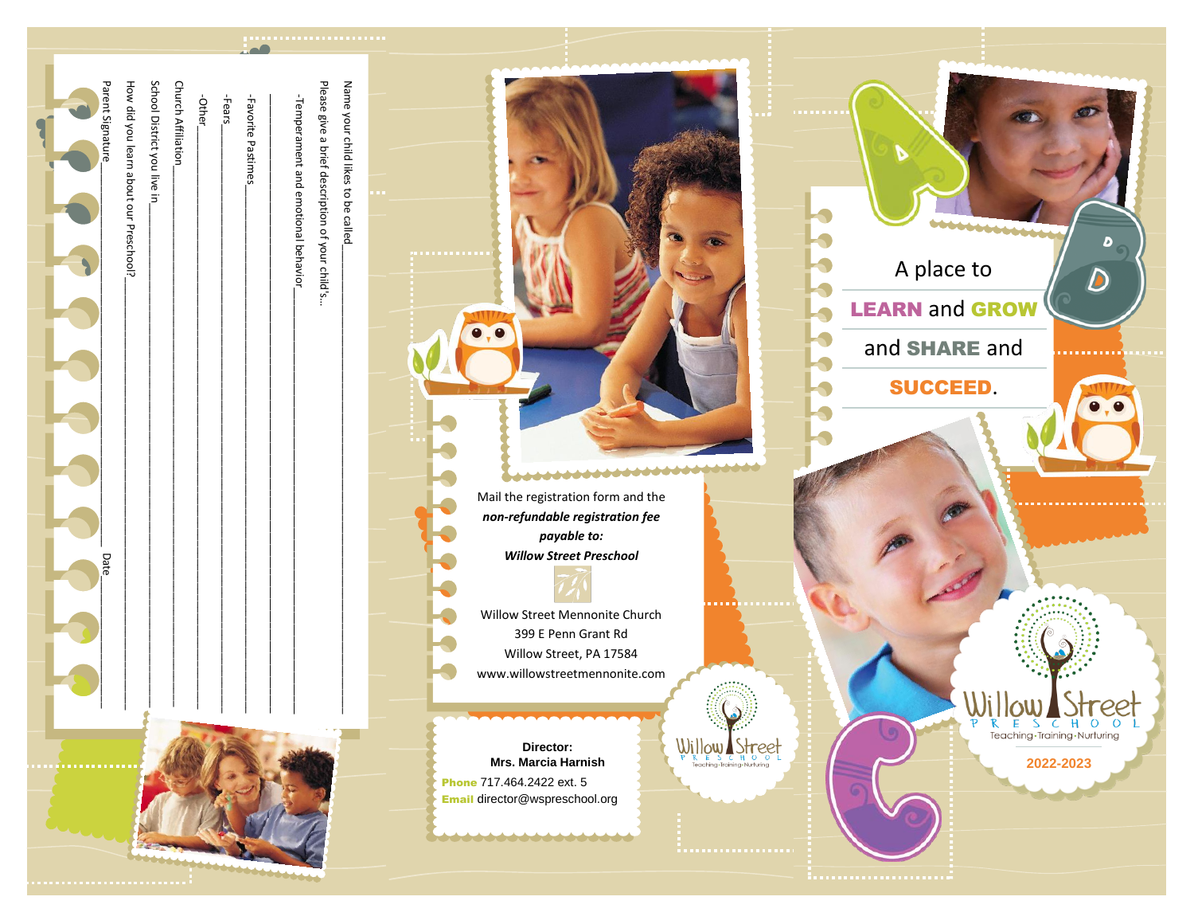Name your child likes to be called\_\_\_\_\_\_\_\_\_\_\_\_\_\_\_\_\_\_\_\_\_\_\_\_\_\_\_\_\_\_\_\_\_\_\_\_\_\_\_\_

Please give a brief description of your child's...

-Temperament and emotional behavior\_\_\_\_\_\_\_\_\_\_\_\_\_\_\_\_\_\_\_\_\_\_\_\_\_\_\_\_\_\_\_\_\_\_\_\_

\_\_\_\_\_\_\_\_\_\_\_\_\_\_\_\_\_\_\_\_\_\_\_\_\_\_\_\_\_\_\_\_\_\_\_\_\_\_\_\_\_\_\_\_\_\_\_\_\_\_\_\_\_\_\_\_\_\_\_\_\_\_\_\_\_\_

-Favorite Pastimes\_\_\_\_\_\_\_\_\_\_\_\_\_\_\_\_\_\_\_\_\_\_\_\_\_\_\_\_\_\_\_\_\_\_\_\_\_\_\_\_\_\_\_\_\_\_\_\_\_\_

-Fears\_\_\_\_\_\_\_\_\_\_\_\_\_\_\_\_\_\_\_\_\_\_\_\_\_\_\_\_\_\_\_\_\_\_\_\_\_\_\_\_\_\_\_\_\_\_\_\_\_\_\_\_\_\_\_\_\_\_\_\_\_

-Other\_\_\_\_\_\_\_\_\_\_\_\_\_\_\_\_\_\_\_\_\_\_\_\_\_\_\_\_\_\_\_\_\_\_\_\_\_\_\_\_\_\_\_\_\_\_\_\_\_\_\_\_\_\_\_\_\_\_\_\_

Church Affiliation\_\_\_\_\_\_\_\_\_\_\_\_\_\_\_\_\_\_\_\_\_\_\_\_\_\_\_\_\_\_\_\_\_\_\_\_\_\_\_\_\_\_\_\_\_\_\_\_\_\_

School District you live in\_\_\_\_\_\_\_\_\_\_\_\_\_\_\_\_\_\_\_\_\_\_\_\_\_\_\_\_\_\_\_\_\_\_\_\_\_\_\_\_\_\_\_\_

How did you learn about our Preschool?\_\_\_\_\_\_\_\_\_\_\_\_\_\_\_\_\_\_\_\_\_\_\_\_\_\_\_\_\_\_\_\_\_\_

Parent Signature\_\_\_\_\_\_\_\_\_\_\_\_\_\_\_\_\_\_\_\_\_\_\_\_\_\_\_\_\_\_\_\_ Date\_\_\_\_\_\_\_\_\_\_\_\_

Mail the registration form and the ***non-refundable registration fee payable to:***
***Willow Street Preschool***

Willow Street Mennonite Church
399 E Penn Grant Rd
Willow Street, PA 17584
www.willowstreetmennonite.com

**Director:**
**Mrs. Marcia Harnish**
**Phone** 717.464.2422 ext. 5
**Email** director@wspreschool.org

Willow Street Preschool
Teaching·Training·Nurturing

A place to
**LEARN** and **GROW**
and **SHARE** and
**SUCCEED**.

Willow Street Preschool
Teaching·Training·Nurturing

**2022-2023**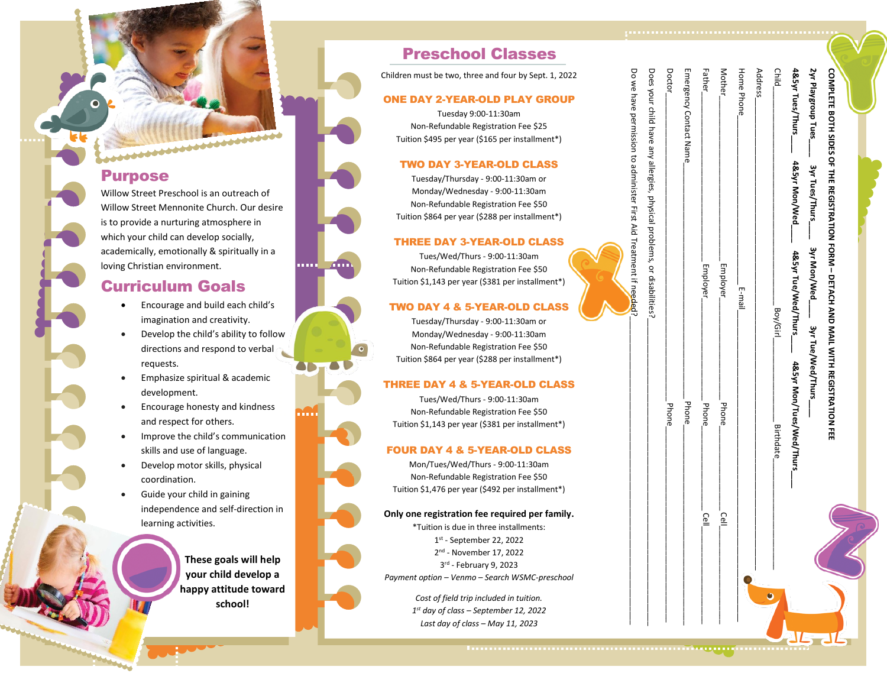## Purpose

Willow Street Preschool is an outreach of Willow Street Mennonite Church. Our desire is to provide a nurturing atmosphere in which your child can develop socially, academically, emotionally & spiritually in a loving Christian environment.

## Curriculum Goals

- Encourage and build each child's imagination and creativity.
- Develop the child's ability to follow directions and respond to verbal requests.
- Emphasize spiritual & academic development.
- Encourage honesty and kindness and respect for others.
- Improve the child's communication skills and use of language.
- Develop motor skills, physical coordination.
- Guide your child in gaining independence and self-direction in learning activities.

**These goals will help your child develop a happy attitude toward school!**

# Preschool Classes

Children must be two, three and four by Sept. 1, 2022

### ONE DAY 2-YEAR-OLD PLAY GROUP

Tuesday 9:00-11:30am
Non-Refundable Registration Fee $25
Tuition $495 per year ($165 per installment*)

### TWO DAY 3-YEAR-OLD CLASS

Tuesday/Thursday - 9:00-11:30am or
Monday/Wednesday - 9:00-11:30am
Non-Refundable Registration Fee $50
Tuition $864 per year ($288 per installment*)

### THREE DAY 3-YEAR-OLD CLASS

Tues/Wed/Thurs - 9:00-11:30am
Non-Refundable Registration Fee $50
Tuition $1,143 per year ($381 per installment*)

### TWO DAY 4 & 5-YEAR-OLD CLASS

Tuesday/Thursday - 9:00-11:30am or
Monday/Wednesday - 9:00-11:30am
Non-Refundable Registration Fee $50
Tuition $864 per year ($288 per installment*)

### THREE DAY 4 & 5-YEAR-OLD CLASS

Tues/Wed/Thurs - 9:00-11:30am
Non-Refundable Registration Fee $50
Tuition $1,143 per year ($381 per installment*)

### FOUR DAY 4 & 5-YEAR-OLD CLASS

Mon/Tues/Wed/Thurs - 9:00-11:30am
Non-Refundable Registration Fee $50
Tuition $1,476 per year ($492 per installment*)

**Only one registration fee required per family.**

*Tuition is due in three installments:
1st - September 22, 2022
2nd - November 17, 2022
3rd - February 9, 2023

*Payment option – Venmo – Search WSMC-preschool*

*Cost of field trip included in tuition.*
*1st day of class – September 12, 2022*
*Last day of class – May 11, 2023*

**COMPLETE BOTH SIDES OF THE REGISTRATION FORM – DETACH AND MAIL WITH REGISTRATION FEE**

**2yr Playgroup Tues___ 3yr Tues/Thurs___ 3yr Mon/Wed___ 3yr Tue/Wed/Thurs___**

**4&5yr Tues/Thurs___ 4&5yr Mon/Wed___ 4&5yr Tue/Wed/Thurs___ 4&5yr Mon/Tues/Wed/Thurs___**

Child________________ Boy/Girl________ Birthdate________________

Address________________________________________________

Home Phone________________ E-mail________________________

Mother________________ Employer________________ Phone________ Cell________

Father________________ Employer________________ Phone________ Cell________

Emergency Contact Name________________________ Phone________________

Doctor________________________________ Phone________________

Does your child have any allergies, physical problems, or disabilities?________________

Do we have permission to administer First Aid Treatment if needed?________________